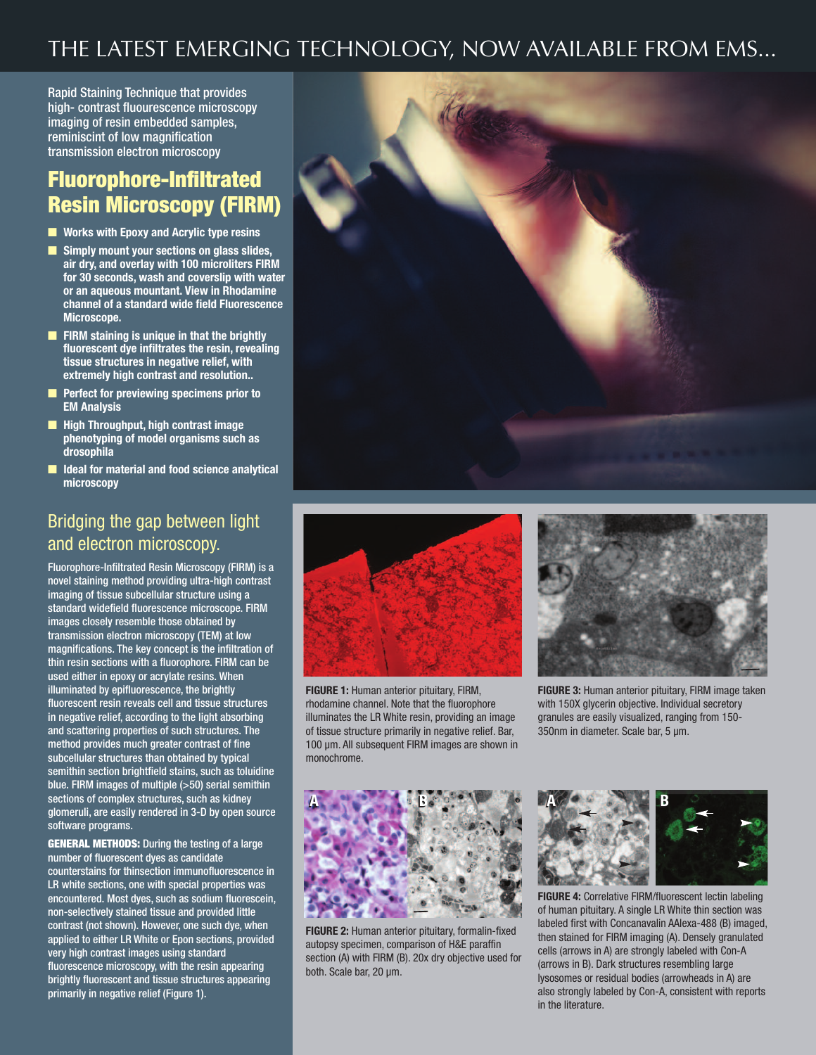# THE LATEST EMERGING TECHNOLOGY, NOW AVAILABLE FROM EMS...

Rapid Staining Technique that provides high- contrast fluourescence microscopy imaging of resin embedded samples, reminiscint of low magnification transmission electron microscopy

## Fluorophore-Infiltrated Resin Microscopy (FIRM)

- **Works with Epoxy and Acrylic type resins**
- **Simply mount your sections on glass slides, air dry, and overlay with 100 microliters FIRM for 30 seconds, wash and coverslip with water or an aqueous mountant. View in Rhodamine channel of a standard wide field Fluorescence Microscope.**
- **FIRM staining is unique in that the brightly fluorescent dye infiltrates the resin, revealing tissue structures in negative relief, with extremely high contrast and resolution..**
- **Perfect for previewing specimens prior to EM Analysis**
- **High Throughput, high contrast image phenotyping of model organisms such as drosophila**
- **Ideal for material and food science analytical microscopy**

## Bridging the gap between light and electron microscopy.

Fluorophore-Infiltrated Resin Microscopy (FIRM) is a novel staining method providing ultra-high contrast imaging of tissue subcellular structure using a standard widefield fluorescence microscope. FIRM images closely resemble those obtained by transmission electron microscopy (TEM) at low magnifications. The key concept is the infiltration of thin resin sections with a fluorophore. FIRM can be used either in epoxy or acrylate resins. When illuminated by epifluorescence, the brightly fluorescent resin reveals cell and tissue structures in negative relief, according to the light absorbing and scattering properties of such structures. The method provides much greater contrast of fine subcellular structures than obtained by typical semithin section brightfield stains, such as toluidine blue. FIRM images of multiple (>50) serial semithin sections of complex structures, such as kidney glomeruli, are easily rendered in 3-D by open source software programs.

**GENERAL METHODS:** During the testing of a large number of fluorescent dyes as candidate counterstains for thinsection immunofluorescence in LR white sections, one with special properties was encountered. Most dyes, such as sodium fluorescein, non-selectively stained tissue and provided little contrast (not shown). However, one such dye, when applied to either LR White or Epon sections, provided very high contrast images using standard fluorescence microscopy, with the resin appearing brightly fluorescent and tissue structures appearing primarily in negative relief (Figure 1).

**FIGURE 1:** Human anterior pituitary, FIRM, rhodamine channel. Note that the fluorophore illuminates the LR White resin, providing an image of tissue structure primarily in negative relief. Bar, 100 µm. All subsequent FIRM images are shown in monochrome.

**FIGURE 3:** Human anterior pituitary, FIRM image taken with 150X glycerin objective. Individual secretory granules are easily visualized, ranging from 150-350nm in diameter. Scale bar, 5 µm.

**FIGURE 2:** Human anterior pituitary, formalin-fixed autopsy specimen, comparison of H&E paraffin section (A) with FIRM (B). 20x dry objective used for both. Scale bar, 20 µm.

**FIGURE 4:** Correlative FIRM/fluorescent lectin labeling of human pituitary. A single LR White thin section was labeled first with Concanavalin AAlexa-488 (B) imaged, then stained for FIRM imaging (A). Densely granulated cells (arrows in A) are strongly labeled with Con-A (arrows in B). Dark structures resembling large lysosomes or residual bodies (arrowheads in A) are also strongly labeled by Con-A, consistent with reports in the literature.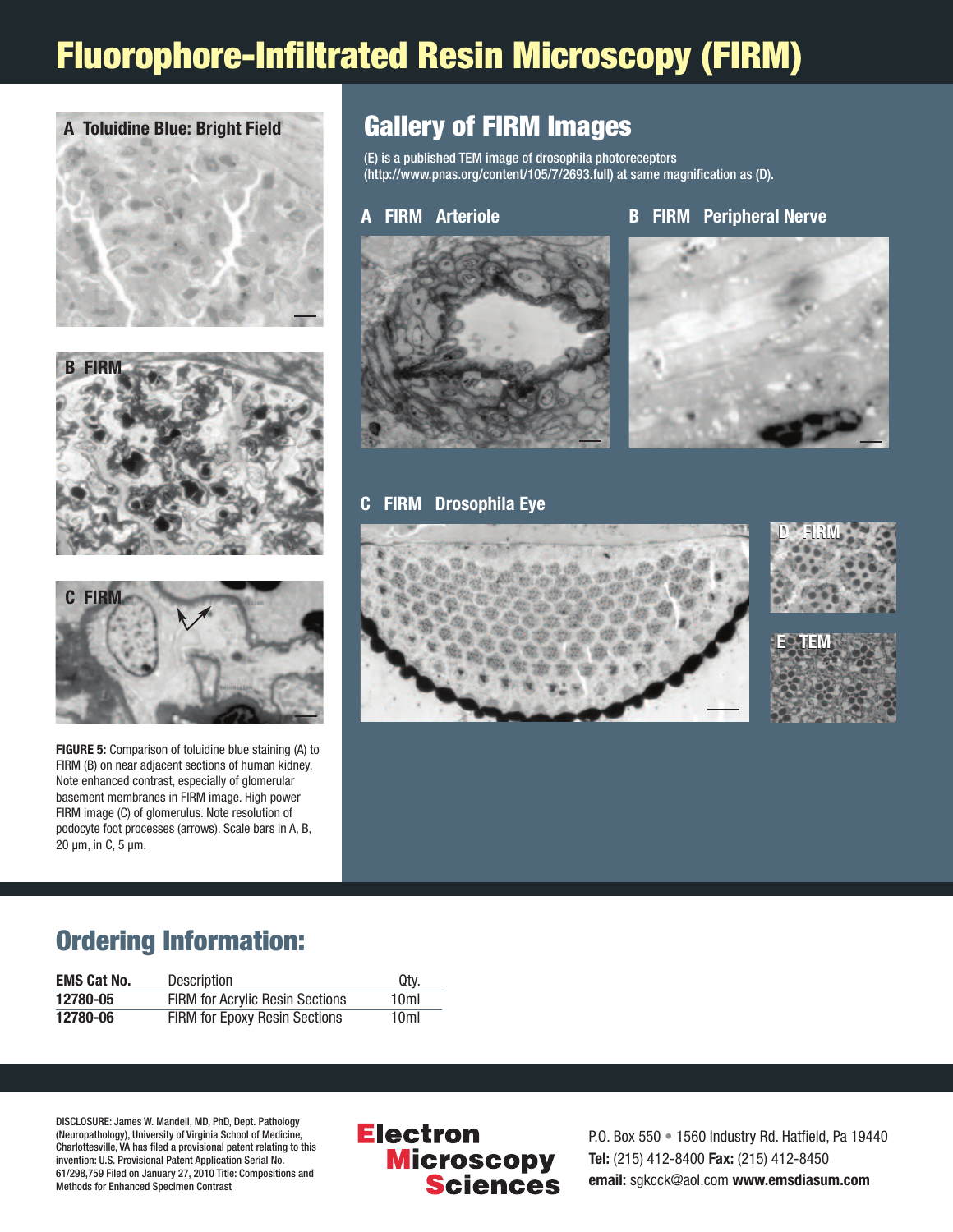# Fluorophore-Infiltrated Resin Microscopy (FIRM)

A Toluidine Blue: Bright Field

B FIRM

C FIRM

**FIGURE 5:** Comparison of toluidine blue staining (A) to FIRM (B) on near adjacent sections of human kidney. Note enhanced contrast, especially of glomerular basement membranes in FIRM image. High power FIRM image (C) of glomerulus. Note resolution of podocyte foot processes (arrows). Scale bars in A, B, 20 μm, in C, 5 μm.

## Gallery of FIRM Images

(E) is a published TEM image of drosophila photoreceptors (http://www.pnas.org/content/105/7/2693.full) at same magnification as (D).

A FIRM Arteriole

B FIRM Peripheral Nerve

C FIRM Drosophila Eye

D FIRM

E TEM

## Ordering Information:

| EMS Cat No. | Description | Qty. |
|---|---|---|
| **12780-05** | FIRM for Acrylic Resin Sections | 10ml |
| **12780-06** | FIRM for Epoxy Resin Sections | 10ml |

DISCLOSURE: James W. Mandell, MD, PhD, Dept. Pathology (Neuropathology), University of Virginia School of Medicine, Charlottesville, VA has filed a provisional patent relating to this invention: U.S. Provisional Patent Application Serial No. 61/298,759 Filed on January 27, 2010 Title: Compositions and Methods for Enhanced Specimen Contrast

**Electron Microscopy Sciences**

P.O. Box 550 • 1560 Industry Rd. Hatfield, Pa 19440
**Tel:** (215) 412-8400 **Fax:** (215) 412-8450
**email:** sgkcck@aol.com **www.emsdiasum.com**